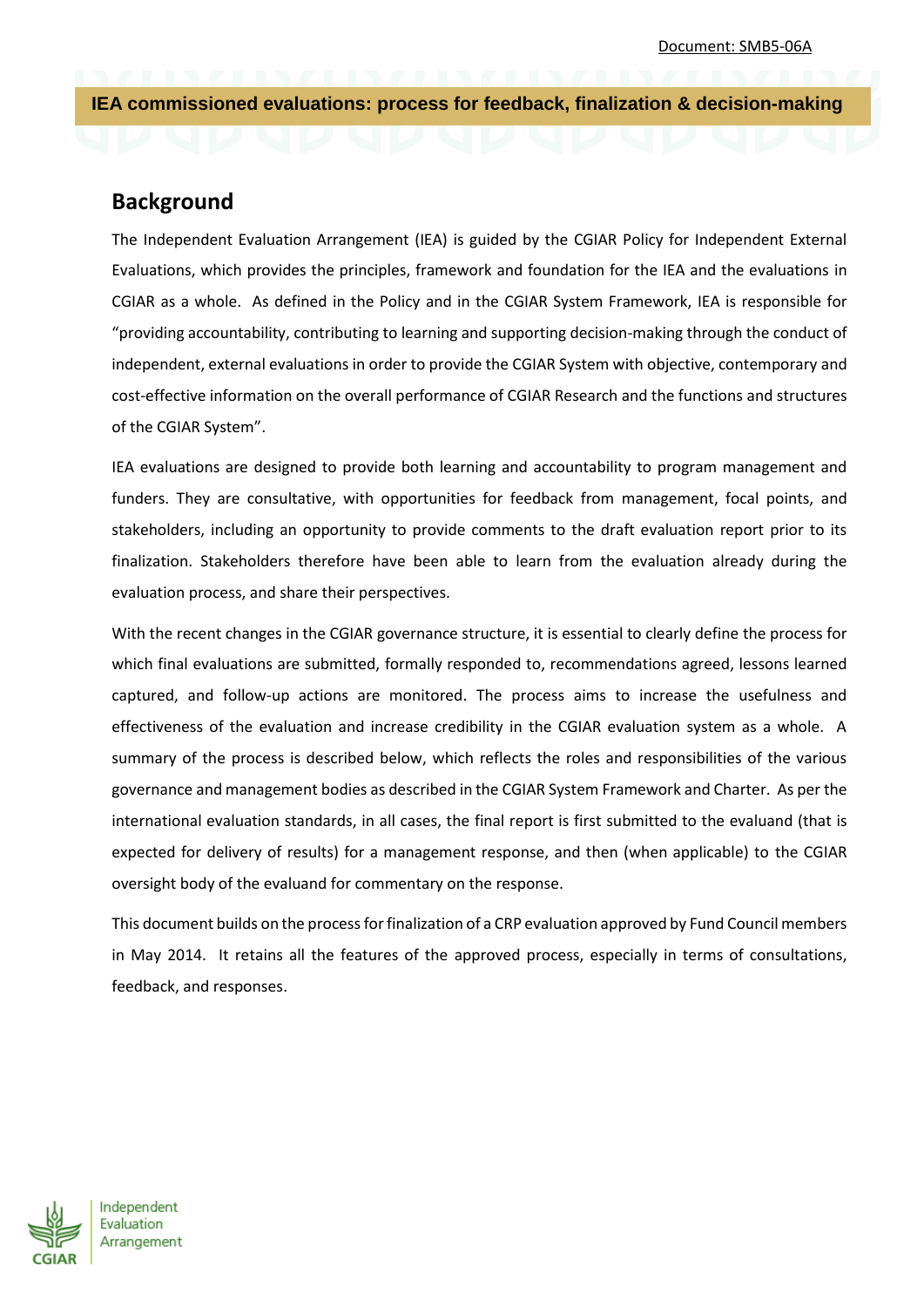Document: SMB5-06A

# IEA commissioned evaluations: process for feedback, finalization & decision-making

## Background

The Independent Evaluation Arrangement (IEA) is guided by the CGIAR Policy for Independent External Evaluations, which provides the principles, framework and foundation for the IEA and the evaluations in CGIAR as a whole. As defined in the Policy and in the CGIAR System Framework, IEA is responsible for "providing accountability, contributing to learning and supporting decision-making through the conduct of independent, external evaluations in order to provide the CGIAR System with objective, contemporary and cost-effective information on the overall performance of CGIAR Research and the functions and structures of the CGIAR System".

IEA evaluations are designed to provide both learning and accountability to program management and funders. They are consultative, with opportunities for feedback from management, focal points, and stakeholders, including an opportunity to provide comments to the draft evaluation report prior to its finalization. Stakeholders therefore have been able to learn from the evaluation already during the evaluation process, and share their perspectives.

With the recent changes in the CGIAR governance structure, it is essential to clearly define the process for which final evaluations are submitted, formally responded to, recommendations agreed, lessons learned captured, and follow-up actions are monitored. The process aims to increase the usefulness and effectiveness of the evaluation and increase credibility in the CGIAR evaluation system as a whole. A summary of the process is described below, which reflects the roles and responsibilities of the various governance and management bodies as described in the CGIAR System Framework and Charter. As per the international evaluation standards, in all cases, the final report is first submitted to the evaluand (that is expected for delivery of results) for a management response, and then (when applicable) to the CGIAR oversight body of the evaluand for commentary on the response.

This document builds on the process for finalization of a CRP evaluation approved by Fund Council members in May 2014. It retains all the features of the approved process, especially in terms of consultations, feedback, and responses.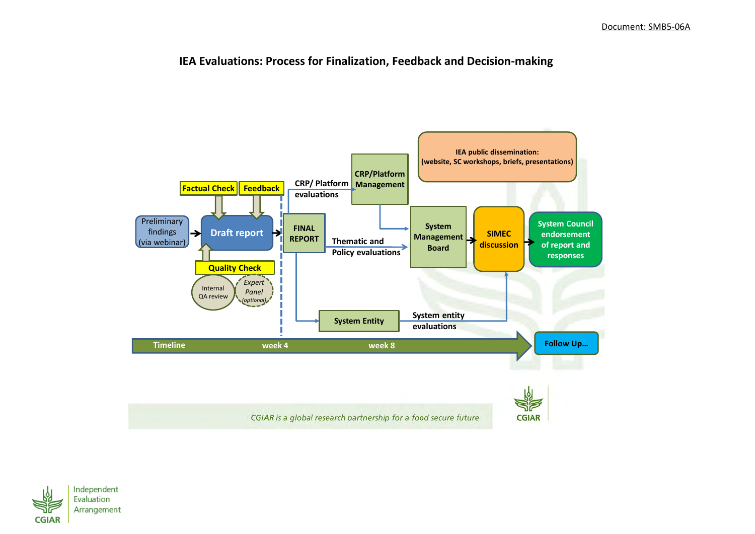Document: SMB5-06A

# IEA Evaluations: Process for Finalization, Feedback and Decision-making

Preliminary findings (via webinar)

Factual Check

Feedback

Draft report

Quality Check

Internal QA review

*Expert Panel (optional)*

FINAL REPORT

CRP/ Platform evaluations

CRP/Platform Management

Thematic and Policy evaluations

System Management Board

SIMEC discussion

System Council endorsement of report and responses

IEA public dissemination: (website, SC workshops, briefs, presentations)

System Entity

System entity evaluations

Timeline — week 4 — week 8

Follow Up…

*CGIAR is a global research partnership for a food secure future*

CGIAR

CGIAR Independent Evaluation Arrangement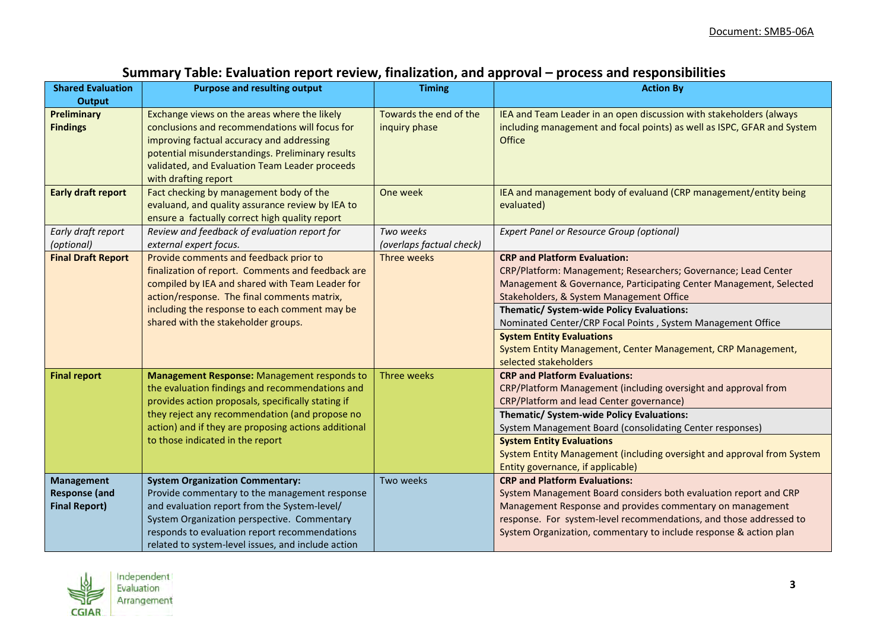## Summary Table: Evaluation report review, finalization, and approval – process and responsibilities

| Shared Evaluation Output | Purpose and resulting output | Timing | Action By |
|---|---|---|---|
| **Preliminary Findings** | Exchange views on the areas where the likely conclusions and recommendations will focus for improving factual accuracy and addressing potential misunderstandings. Preliminary results validated, and Evaluation Team Leader proceeds with drafting report | Towards the end of the inquiry phase | IEA and Team Leader in an open discussion with stakeholders (always including management and focal points) as well as ISPC, GFAR and System Office |
| **Early draft report** | Fact checking by management body of the evaluand, and quality assurance review by IEA to ensure a factually correct high quality report | One week | IEA and management body of evaluand (CRP management/entity being evaluated) |
| *Early draft report (optional)* | *Review and feedback of evaluation report for external expert focus.* | *Two weeks (overlaps factual check)* | *Expert Panel or Resource Group (optional)* |
| **Final Draft Report** | Provide comments and feedback prior to finalization of report. Comments and feedback are compiled by IEA and shared with Team Leader for action/response. The final comments matrix, including the response to each comment may be shared with the stakeholder groups. | Three weeks | **CRP and Platform Evaluation:** CRP/Platform: Management; Researchers; Governance; Lead Center Management & Governance, Participating Center Management, Selected Stakeholders, & System Management Office |
| | | | **Thematic/ System-wide Policy Evaluations:** Nominated Center/CRP Focal Points , System Management Office |
| | | | **System Entity Evaluations** System Entity Management, Center Management, CRP Management, selected stakeholders |
| **Final report** | **Management Response:** Management responds to the evaluation findings and recommendations and provides action proposals, specifically stating if they reject any recommendation (and propose no action) and if they are proposing actions additional to those indicated in the report | Three weeks | **CRP and Platform Evaluations:** CRP/Platform Management (including oversight and approval from CRP/Platform and lead Center governance) |
| | | | **Thematic/ System-wide Policy Evaluations:** System Management Board (consolidating Center responses) |
| | | | **System Entity Evaluations** System Entity Management (including oversight and approval from System Entity governance, if applicable) |
| **Management Response (and Final Report)** | **System Organization Commentary:** Provide commentary to the management response and evaluation report from the System-level/ System Organization perspective. Commentary responds to evaluation report recommendations related to system-level issues, and include action | Two weeks | **CRP and Platform Evaluations:** System Management Board considers both evaluation report and CRP Management Response and provides commentary on management response. For system-level recommendations, and those addressed to System Organization, commentary to include response & action plan |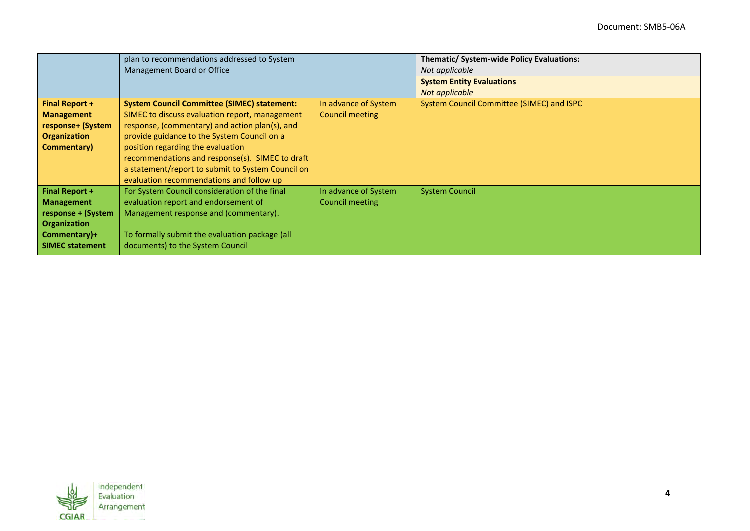| | | | |
|---|---|---|---|
| | plan to recommendations addressed to System Management Board or Office | | **Thematic/ System-wide Policy Evaluations:** *Not applicable* **System Entity Evaluations** *Not applicable* |
| **Final Report + Management response+ (System Organization Commentary)** | **System Council Committee (SIMEC) statement:** SIMEC to discuss evaluation report, management response, (commentary) and action plan(s), and provide guidance to the System Council on a position regarding the evaluation recommendations and response(s). SIMEC to draft a statement/report to submit to System Council on evaluation recommendations and follow up | In advance of System Council meeting | System Council Committee (SIMEC) and ISPC |
| **Final Report + Management response + (System Organization Commentary)+ SIMEC statement** | For System Council consideration of the final evaluation report and endorsement of Management response and (commentary). To formally submit the evaluation package (all documents) to the System Council | In advance of System Council meeting | System Council |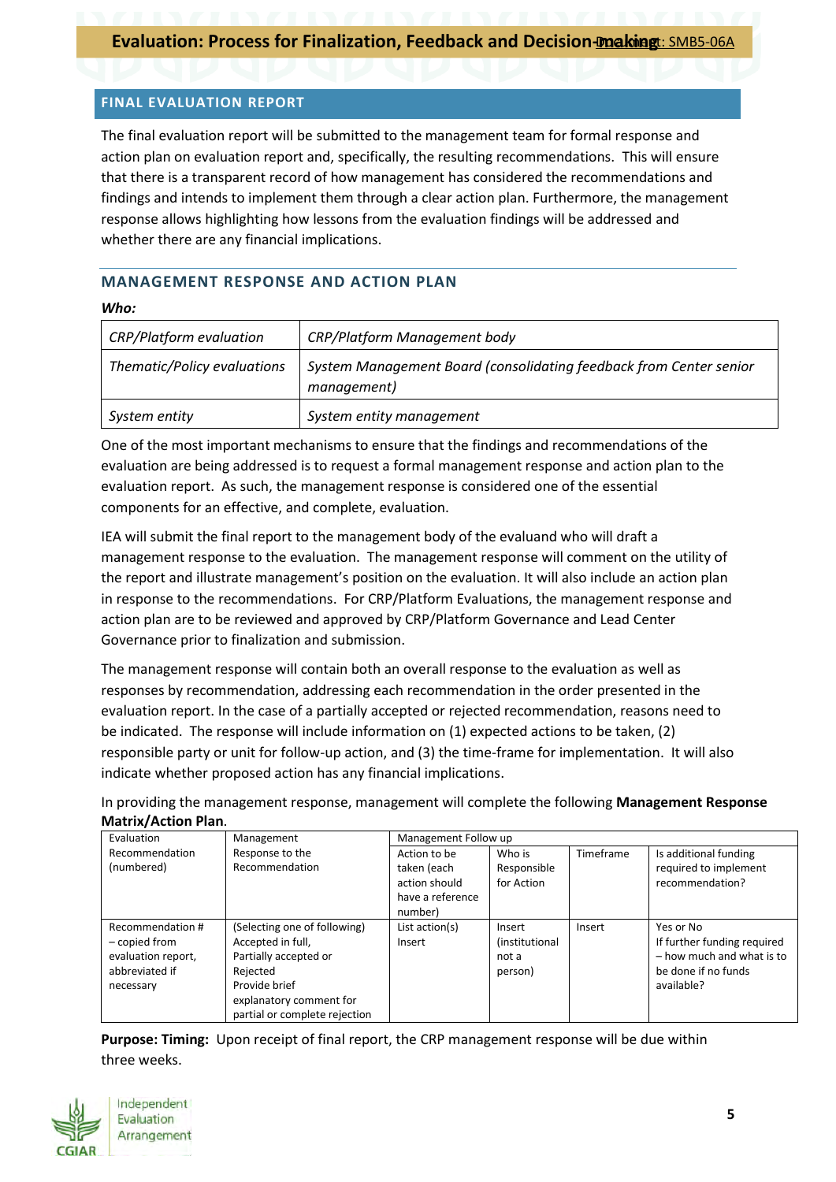## FINAL EVALUATION REPORT

The final evaluation report will be submitted to the management team for formal response and action plan on evaluation report and, specifically, the resulting recommendations. This will ensure that there is a transparent record of how management has considered the recommendations and findings and intends to implement them through a clear action plan. Furthermore, the management response allows highlighting how lessons from the evaluation findings will be addressed and whether there are any financial implications.

## MANAGEMENT RESPONSE AND ACTION PLAN

***Who:***

| *CRP/Platform evaluation* | *CRP/Platform Management body* |
|---|---|
| *Thematic/Policy evaluations* | *System Management Board (consolidating feedback from Center senior management)* |
| *System entity* | *System entity management* |

One of the most important mechanisms to ensure that the findings and recommendations of the evaluation are being addressed is to request a formal management response and action plan to the evaluation report. As such, the management response is considered one of the essential components for an effective, and complete, evaluation.

IEA will submit the final report to the management body of the evaluand who will draft a management response to the evaluation. The management response will comment on the utility of the report and illustrate management's position on the evaluation. It will also include an action plan in response to the recommendations. For CRP/Platform Evaluations, the management response and action plan are to be reviewed and approved by CRP/Platform Governance and Lead Center Governance prior to finalization and submission.

The management response will contain both an overall response to the evaluation as well as responses by recommendation, addressing each recommendation in the order presented in the evaluation report. In the case of a partially accepted or rejected recommendation, reasons need to be indicated. The response will include information on (1) expected actions to be taken, (2) responsible party or unit for follow-up action, and (3) the time-frame for implementation. It will also indicate whether proposed action has any financial implications.

In providing the management response, management will complete the following **Management Response Matrix/Action Plan**.

| Evaluation Recommendation (numbered) | Management Response to the Recommendation | Management Follow up | | | |
|---|---|---|---|---|---|
| | | Action to be taken (each action should have a reference number) | Who is Responsible for Action | Timeframe | Is additional funding required to implement recommendation? |
| Recommendation # – copied from evaluation report, abbreviated if necessary | (Selecting one of following) Accepted in full, Partially accepted or Rejected<br>Provide brief explanatory comment for partial or complete rejection | List action(s)<br>Insert | Insert (institutional not a person) | Insert | Yes or No<br>If further funding required – how much and what is to be done if no funds available? |

**Purpose: Timing:** Upon receipt of final report, the CRP management response will be due within three weeks.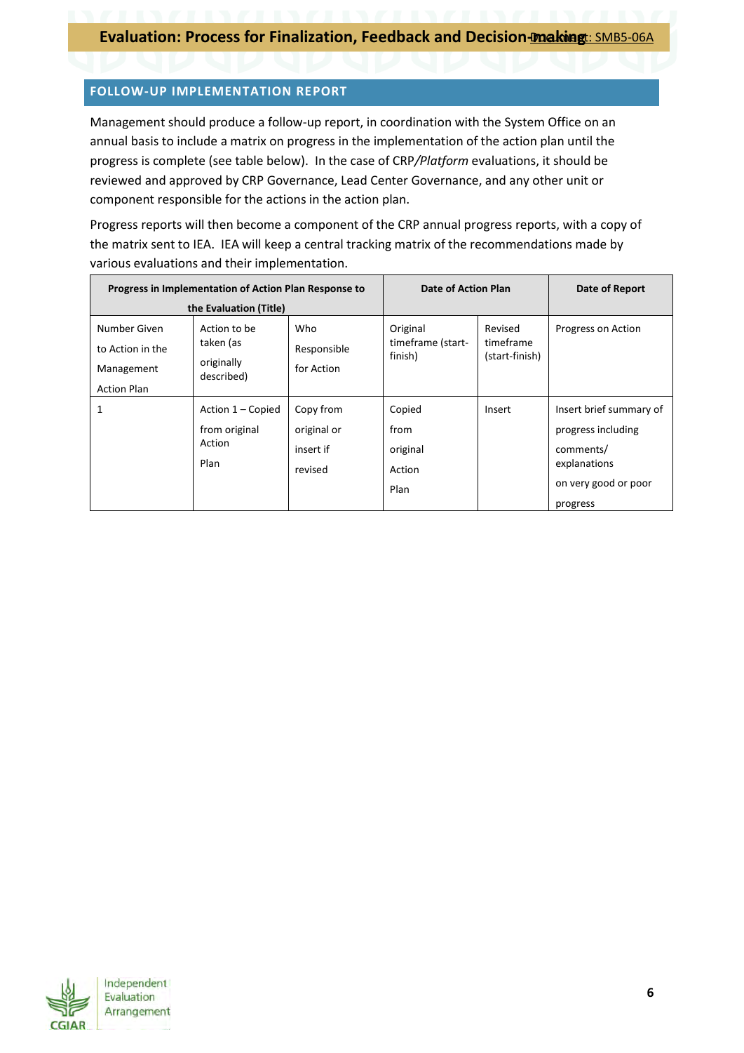## FOLLOW-UP IMPLEMENTATION REPORT

Management should produce a follow-up report, in coordination with the System Office on an annual basis to include a matrix on progress in the implementation of the action plan until the progress is complete (see table below). In the case of CRP*/Platform* evaluations, it should be reviewed and approved by CRP Governance, Lead Center Governance, and any other unit or component responsible for the actions in the action plan.

Progress reports will then become a component of the CRP annual progress reports, with a copy of the matrix sent to IEA. IEA will keep a central tracking matrix of the recommendations made by various evaluations and their implementation.

| **Progress in Implementation of Action Plan Response to the Evaluation (Title)** | | | **Date of Action Plan** | | **Date of Report** |
|---|---|---|---|---|---|
| Number Given to Action in the Management Action Plan | Action to be taken (as originally described) | Who Responsible for Action | Original timeframe (start-finish) | Revised timeframe (start-finish) | Progress on Action |
| 1 | Action 1 – Copied from original Action Plan | Copy from original or insert if revised | Copied from original Action Plan | Insert | Insert brief summary of progress including comments/ explanations on very good or poor progress |